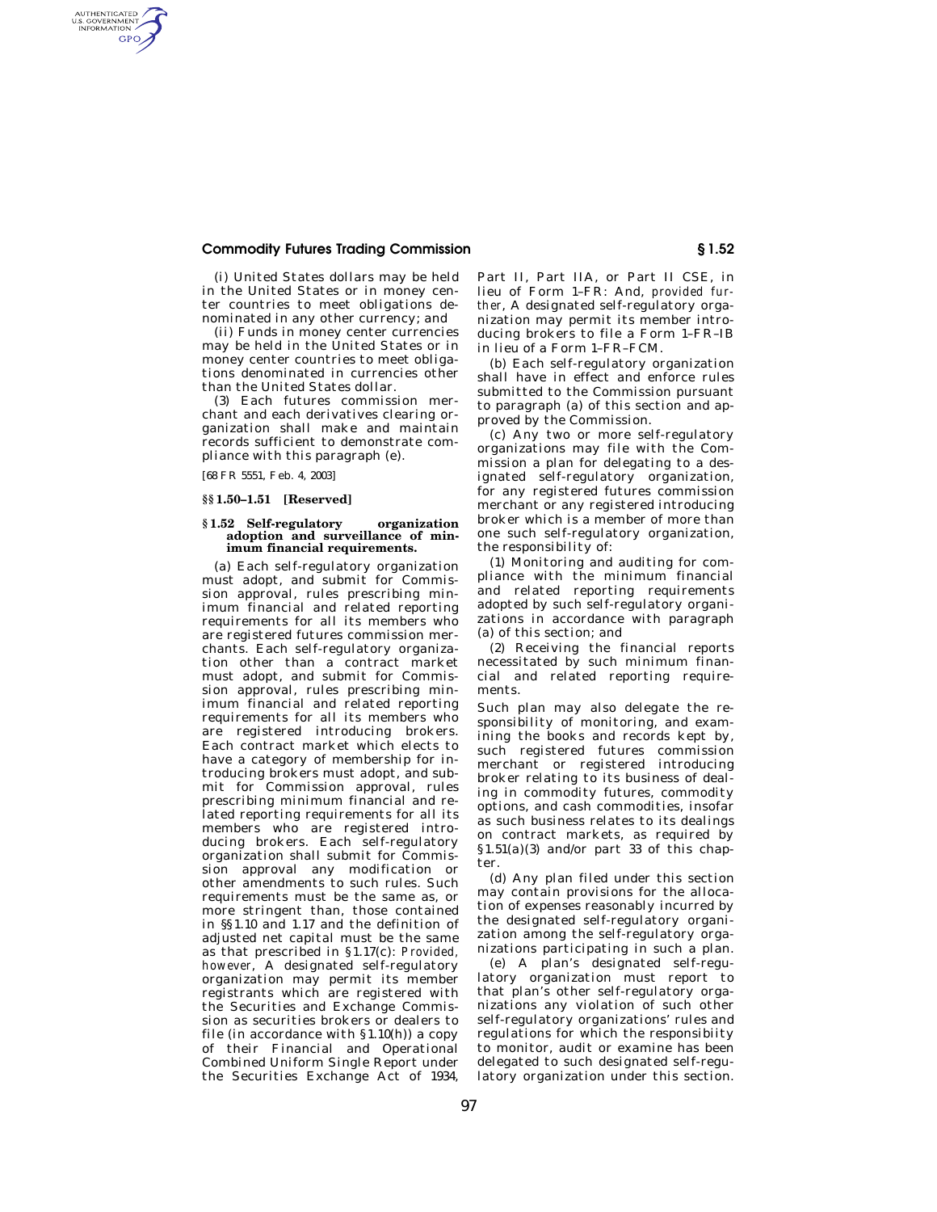(i) United States dollars may be held in the United States or in money center countries to meet obligations denominated in any other currency; and

(ii) Funds in money center currencies may be held in the United States or in money center countries to meet obligations denominated in currencies other than the United States dollar.

(3) Each futures commission merchant and each derivatives clearing organization shall make and maintain records sufficient to demonstrate compliance with this paragraph (e).

[68 FR 5551, Feb. 4, 2003]

## §§ 1.50–1.51 [Reserved]

## § 1.52 Self-regulatory organization adoption and surveillance of minimum financial requirements.

(a) Each self-regulatory organization must adopt, and submit for Commission approval, rules prescribing minimum financial and related reporting requirements for all its members who are registered futures commission merchants. Each self-regulatory organization other than a contract market must adopt, and submit for Commission approval, rules prescribing minimum financial and related reporting requirements for all its members who are registered introducing brokers. Each contract market which elects to have a category of membership for introducing brokers must adopt, and submit for Commission approval, rules prescribing minimum financial and related reporting requirements for all its members who are registered introducing brokers. Each self-regulatory organization shall submit for Commission approval any modification or other amendments to such rules. Such requirements must be the same as, or more stringent than, those contained in §§ 1.10 and 1.17 and the definition of adjusted net capital must be the same as that prescribed in § 1.17(c): *Provided, however*, A designated self-regulatory organization may permit its member registrants which are registered with the Securities and Exchange Commission as securities brokers or dealers to file (in accordance with § 1.10(h)) a copy of their Financial and Operational Combined Uniform Single Report under the Securities Exchange Act of 1934, Part II, Part IIA, or Part II CSE, in lieu of Form 1–FR: And, *provided further*, A designated self-regulatory organization may permit its member introducing brokers to file a Form 1–FR–IB in lieu of a Form 1–FR–FCM.

(b) Each self-regulatory organization shall have in effect and enforce rules submitted to the Commission pursuant to paragraph (a) of this section and approved by the Commission.

(c) Any two or more self-regulatory organizations may file with the Commission a plan for delegating to a designated self-regulatory organization, for any registered futures commission merchant or any registered introducing broker which is a member of more than one such self-regulatory organization, the responsibility of:

(1) Monitoring and auditing for compliance with the minimum financial and related reporting requirements adopted by such self-regulatory organizations in accordance with paragraph (a) of this section; and

(2) Receiving the financial reports necessitated by such minimum financial and related reporting requirements.

Such plan may also delegate the responsibility of monitoring, and examining the books and records kept by, such registered futures commission merchant or registered introducing broker relating to its business of dealing in commodity futures, commodity options, and cash commodities, insofar as such business relates to its dealings on contract markets, as required by § 1.51(a)(3) and/or part 33 of this chapter.

(d) Any plan filed under this section may contain provisions for the allocation of expenses reasonably incurred by the designated self-regulatory organization among the self-regulatory organizations participating in such a plan.

(e) A plan's designated self-regulatory organization must report to that plan's other self-regulatory organizations any violation of such other self-regulatory organizations' rules and regulations for which the responsibiity to monitor, audit or examine has been delegated to such designated self-regulatory organization under this section.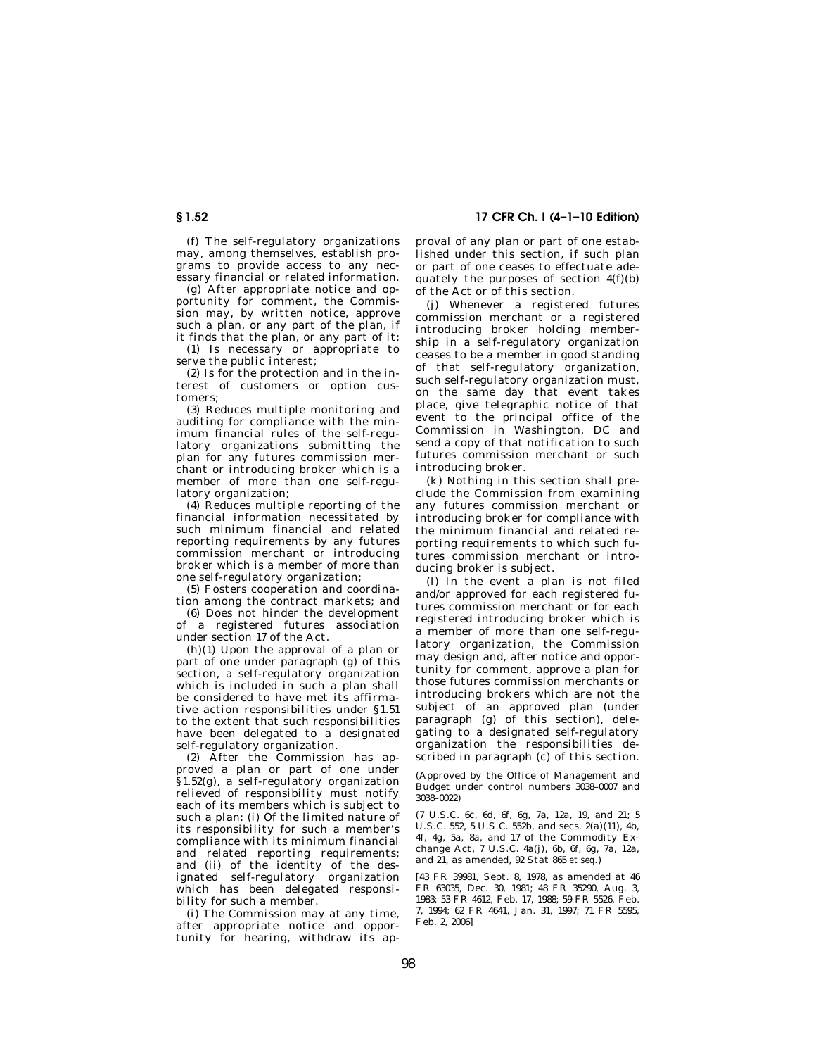(f) The self-regulatory organizations may, among themselves, establish programs to provide access to any necessary financial or related information.

(g) After appropriate notice and opportunity for comment, the Commission may, by written notice, approve such a plan, or any part of the plan, if it finds that the plan, or any part of it:

(1) Is necessary or appropriate to serve the public interest;

(2) Is for the protection and in the interest of customers or option customers;

(3) Reduces multiple monitoring and auditing for compliance with the minimum financial rules of the self-regulatory organizations submitting the plan for any futures commission merchant or introducing broker which is a member of more than one self-regulatory organization;

(4) Reduces multiple reporting of the financial information necessitated by such minimum financial and related reporting requirements by any futures commission merchant or introducing broker which is a member of more than one self-regulatory organization;

(5) Fosters cooperation and coordination among the contract markets; and

(6) Does not hinder the development of a registered futures association under section 17 of the Act.

(h)(1) Upon the approval of a plan or part of one under paragraph (g) of this section, a self-regulatory organization which is included in such a plan shall be considered to have met its affirmative action responsibilities under §1.51 to the extent that such responsibilities have been delegated to a designated self-regulatory organization.

(2) After the Commission has approved a plan or part of one under §1.52(g), a self-regulatory organization relieved of responsibility must notify each of its members which is subject to such a plan: (i) Of the limited nature of its responsibility for such a member's compliance with its minimum financial and related reporting requirements; and (ii) of the identity of the designated self-regulatory organization which has been delegated responsibility for such a member.

(i) The Commission may at any time, after appropriate notice and opportunity for hearing, withdraw its approval of any plan or part of one established under this section, if such plan or part of one ceases to effectuate adequately the purposes of section 4(f)(b) of the Act or of this section.

(j) Whenever a registered futures commission merchant or a registered introducing broker holding membership in a self-regulatory organization ceases to be a member in good standing of that self-regulatory organization, such self-regulatory organization must, on the same day that event takes place, give telegraphic notice of that event to the principal office of the Commission in Washington, DC and send a copy of that notification to such futures commission merchant or such introducing broker.

(k) Nothing in this section shall preclude the Commission from examining any futures commission merchant or introducing broker for compliance with the minimum financial and related reporting requirements to which such futures commission merchant or introducing broker is subject.

(l) In the event a plan is not filed and/or approved for each registered futures commission merchant or for each registered introducing broker which is a member of more than one self-regulatory organization, the Commission may design and, after notice and opportunity for comment, approve a plan for those futures commission merchants or introducing brokers which are not the subject of an approved plan (under paragraph (g) of this section), delegating to a designated self-regulatory organization the responsibilities described in paragraph (c) of this section.

(Approved by the Office of Management and Budget under control numbers 3038–0007 and 3038–0022)

(7 U.S.C. 6c, 6d, 6f, 6g, 7a, 12a, 19, and 21; 5 U.S.C. 552, 5 U.S.C. 552b, and secs. 2(a)(11), 4b, 4f, 4g, 5a, 8a, and 17 of the Commodity Exchange Act, 7 U.S.C. 4a(j), 6b, 6f, 6g, 7a, 12a, and 21, as amended, 92 Stat 865 *et seq.*)

[43 FR 39981, Sept. 8, 1978, as amended at 46 FR 63035, Dec. 30, 1981; 48 FR 35290, Aug. 3, 1983; 53 FR 4612, Feb. 17, 1988; 59 FR 5526, Feb. 7, 1994; 62 FR 4641, Jan. 31, 1997; 71 FR 5595, Feb. 2, 2006]